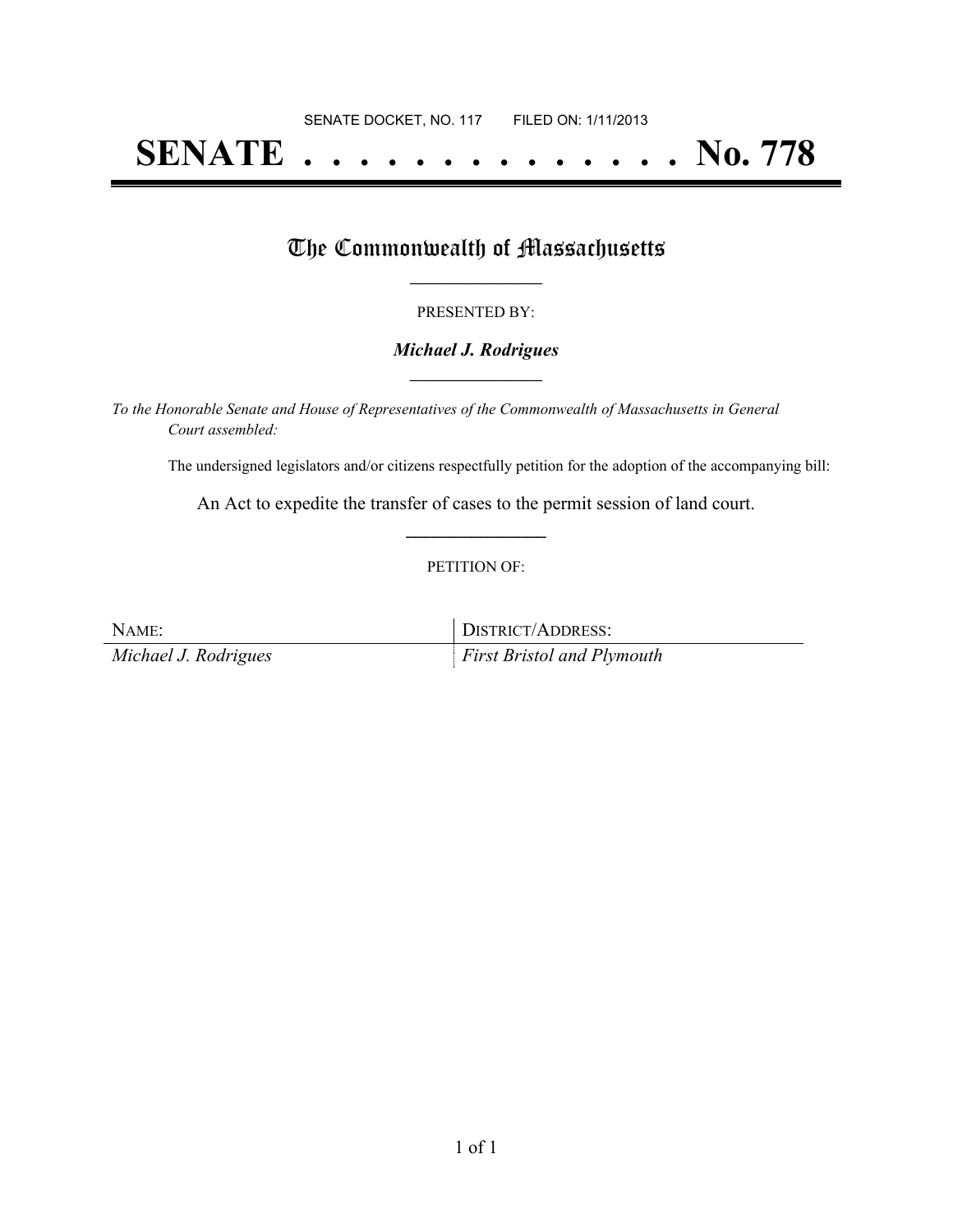SENATE DOCKET, NO. 117        FILED ON: 1/11/2013

# SENATE . . . . . . . . . . . . . . No. 778

## The Commonwealth of Massachusetts

PRESENTED BY:

***Michael J. Rodrigues***

*To the Honorable Senate and House of Representatives of the Commonwealth of Massachusetts in General Court assembled:*

The undersigned legislators and/or citizens respectfully petition for the adoption of the accompanying bill:

An Act to expedite the transfer of cases to the permit session of land court.

PETITION OF:

| NAME: | DISTRICT/ADDRESS: |
| --- | --- |
| *Michael J. Rodrigues* | *First Bristol and Plymouth* |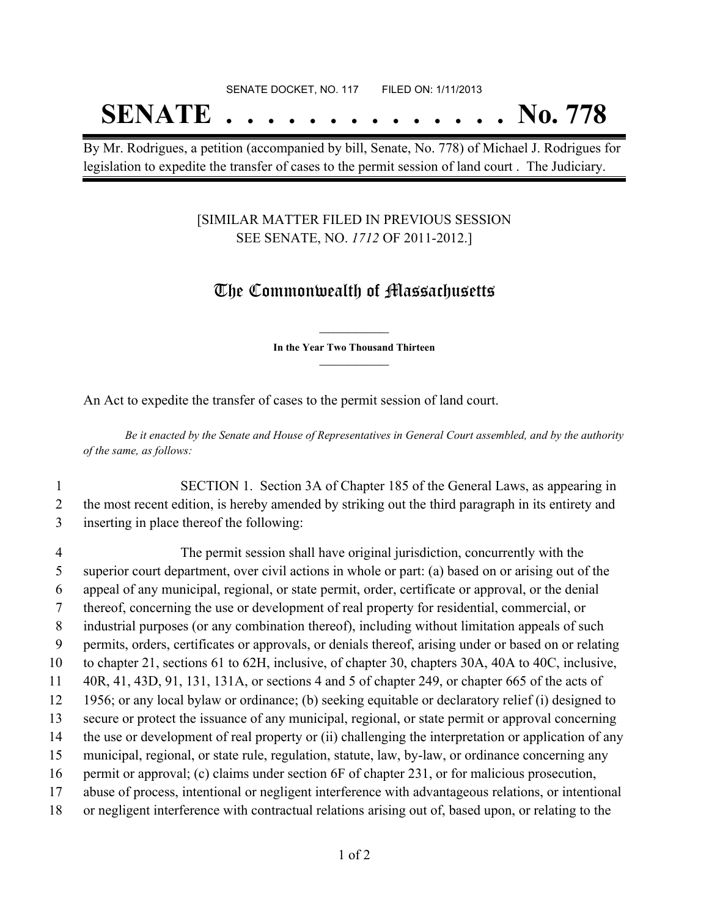SENATE DOCKET, NO. 117 FILED ON: 1/11/2013

# SENATE . . . . . . . . . . . . . . No. 778

By Mr. Rodrigues, a petition (accompanied by bill, Senate, No. 778) of Michael J. Rodrigues for legislation to expedite the transfer of cases to the permit session of land court . The Judiciary.

[SIMILAR MATTER FILED IN PREVIOUS SESSION SEE SENATE, NO. *1712* OF 2011-2012.]

## The Commonwealth of Massachusetts

**In the Year Two Thousand Thirteen**

An Act to expedite the transfer of cases to the permit session of land court.

*Be it enacted by the Senate and House of Representatives in General Court assembled, and by the authority of the same, as follows:*

1 SECTION 1. Section 3A of Chapter 185 of the General Laws, as appearing in
2 the most recent edition, is hereby amended by striking out the third paragraph in its entirety and
3 inserting in place thereof the following:

4 The permit session shall have original jurisdiction, concurrently with the
5 superior court department, over civil actions in whole or part: (a) based on or arising out of the
6 appeal of any municipal, regional, or state permit, order, certificate or approval, or the denial
7 thereof, concerning the use or development of real property for residential, commercial, or
8 industrial purposes (or any combination thereof), including without limitation appeals of such
9 permits, orders, certificates or approvals, or denials thereof, arising under or based on or relating
10 to chapter 21, sections 61 to 62H, inclusive, of chapter 30, chapters 30A, 40A to 40C, inclusive,
11 40R, 41, 43D, 91, 131, 131A, or sections 4 and 5 of chapter 249, or chapter 665 of the acts of
12 1956; or any local bylaw or ordinance; (b) seeking equitable or declaratory relief (i) designed to
13 secure or protect the issuance of any municipal, regional, or state permit or approval concerning
14 the use or development of real property or (ii) challenging the interpretation or application of any
15 municipal, regional, or state rule, regulation, statute, law, by-law, or ordinance concerning any
16 permit or approval; (c) claims under section 6F of chapter 231, or for malicious prosecution,
17 abuse of process, intentional or negligent interference with advantageous relations, or intentional
18 or negligent interference with contractual relations arising out of, based upon, or relating to the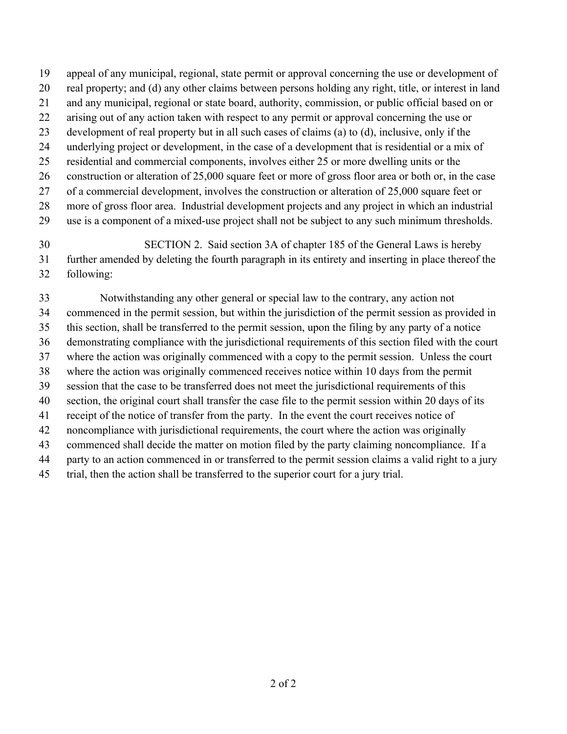appeal of any municipal, regional, state permit or approval concerning the use or development of real property; and (d) any other claims between persons holding any right, title, or interest in land and any municipal, regional or state board, authority, commission, or public official based on or arising out of any action taken with respect to any permit or approval concerning the use or development of real property but in all such cases of claims (a) to (d), inclusive, only if the underlying project or development, in the case of a development that is residential or a mix of residential and commercial components, involves either 25 or more dwelling units or the construction or alteration of 25,000 square feet or more of gross floor area or both or, in the case of a commercial development, involves the construction or alteration of 25,000 square feet or more of gross floor area. Industrial development projects and any project in which an industrial use is a component of a mixed-use project shall not be subject to any such minimum thresholds.

SECTION 2. Said section 3A of chapter 185 of the General Laws is hereby further amended by deleting the fourth paragraph in its entirety and inserting in place thereof the following:

Notwithstanding any other general or special law to the contrary, any action not commenced in the permit session, but within the jurisdiction of the permit session as provided in this section, shall be transferred to the permit session, upon the filing by any party of a notice demonstrating compliance with the jurisdictional requirements of this section filed with the court where the action was originally commenced with a copy to the permit session. Unless the court where the action was originally commenced receives notice within 10 days from the permit session that the case to be transferred does not meet the jurisdictional requirements of this section, the original court shall transfer the case file to the permit session within 20 days of its receipt of the notice of transfer from the party. In the event the court receives notice of noncompliance with jurisdictional requirements, the court where the action was originally commenced shall decide the matter on motion filed by the party claiming noncompliance. If a party to an action commenced in or transferred to the permit session claims a valid right to a jury trial, then the action shall be transferred to the superior court for a jury trial.